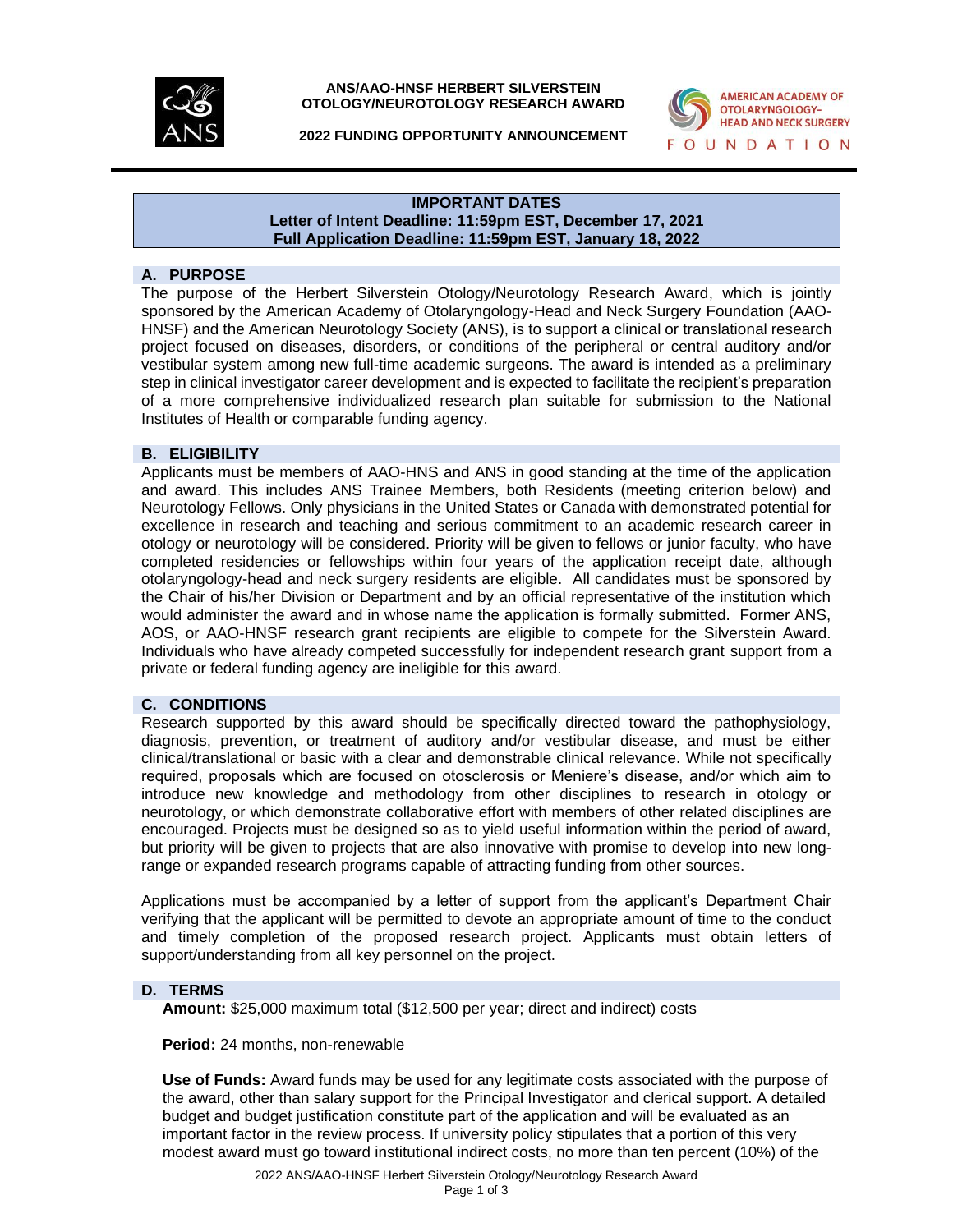**ANS/AAO-HNSF HERBERT SILVERSTEIN OTOLOGY/NEUROTOLOGY RESEARCH AWARD**

**2022 FUNDING OPPORTUNITY ANNOUNCEMENT**

AMERICAN ACADEMY OF OTOLARYNGOLOGY–HEAD AND NECK SURGERY FOUNDATION

---

**IMPORTANT DATES**
**Letter of Intent Deadline: 11:59pm EST, December 17, 2021**
**Full Application Deadline: 11:59pm EST, January 18, 2022**

## A. PURPOSE

The purpose of the Herbert Silverstein Otology/Neurotology Research Award, which is jointly sponsored by the American Academy of Otolaryngology-Head and Neck Surgery Foundation (AAO-HNSF) and the American Neurotology Society (ANS), is to support a clinical or translational research project focused on diseases, disorders, or conditions of the peripheral or central auditory and/or vestibular system among new full-time academic surgeons. The award is intended as a preliminary step in clinical investigator career development and is expected to facilitate the recipient's preparation of a more comprehensive individualized research plan suitable for submission to the National Institutes of Health or comparable funding agency.

## B. ELIGIBILITY

Applicants must be members of AAO-HNS and ANS in good standing at the time of the application and award. This includes ANS Trainee Members, both Residents (meeting criterion below) and Neurotology Fellows. Only physicians in the United States or Canada with demonstrated potential for excellence in research and teaching and serious commitment to an academic research career in otology or neurotology will be considered. Priority will be given to fellows or junior faculty, who have completed residencies or fellowships within four years of the application receipt date, although otolaryngology-head and neck surgery residents are eligible. All candidates must be sponsored by the Chair of his/her Division or Department and by an official representative of the institution which would administer the award and in whose name the application is formally submitted. Former ANS, AOS, or AAO-HNSF research grant recipients are eligible to compete for the Silverstein Award. Individuals who have already competed successfully for independent research grant support from a private or federal funding agency are ineligible for this award.

## C. CONDITIONS

Research supported by this award should be specifically directed toward the pathophysiology, diagnosis, prevention, or treatment of auditory and/or vestibular disease, and must be either clinical/translational or basic with a clear and demonstrable clinical relevance. While not specifically required, proposals which are focused on otosclerosis or Meniere's disease, and/or which aim to introduce new knowledge and methodology from other disciplines to research in otology or neurotology, or which demonstrate collaborative effort with members of other related disciplines are encouraged. Projects must be designed so as to yield useful information within the period of award, but priority will be given to projects that are also innovative with promise to develop into new long-range or expanded research programs capable of attracting funding from other sources.

Applications must be accompanied by a letter of support from the applicant's Department Chair verifying that the applicant will be permitted to devote an appropriate amount of time to the conduct and timely completion of the proposed research project. Applicants must obtain letters of support/understanding from all key personnel on the project.

## D. TERMS

**Amount:** $25,000 maximum total ($12,500 per year; direct and indirect) costs

**Period:** 24 months, non-renewable

**Use of Funds:** Award funds may be used for any legitimate costs associated with the purpose of the award, other than salary support for the Principal Investigator and clerical support. A detailed budget and budget justification constitute part of the application and will be evaluated as an important factor in the review process. If university policy stipulates that a portion of this very modest award must go toward institutional indirect costs, no more than ten percent (10%) of the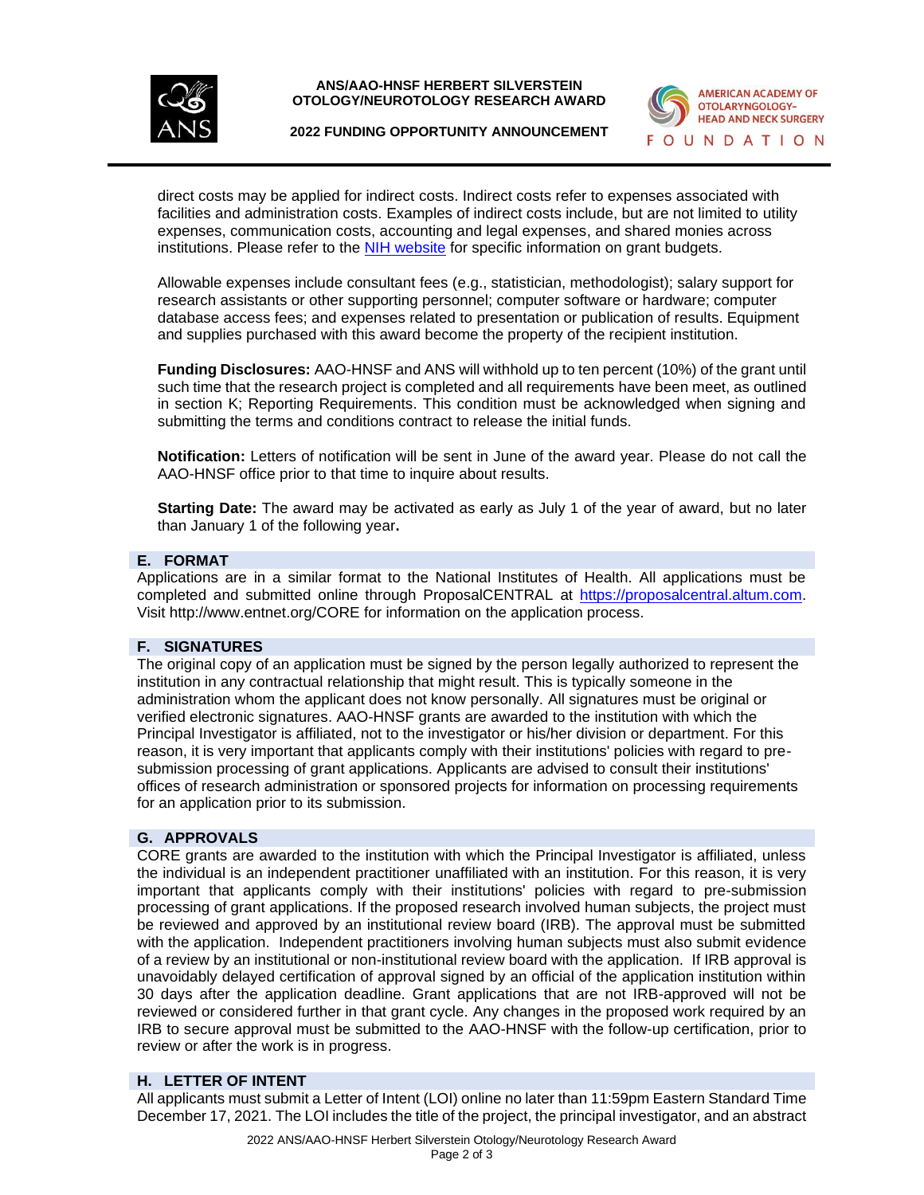direct costs may be applied for indirect costs. Indirect costs refer to expenses associated with facilities and administration costs. Examples of indirect costs include, but are not limited to utility expenses, communication costs, accounting and legal expenses, and shared monies across institutions. Please refer to the NIH website for specific information on grant budgets.

Allowable expenses include consultant fees (e.g., statistician, methodologist); salary support for research assistants or other supporting personnel; computer software or hardware; computer database access fees; and expenses related to presentation or publication of results. Equipment and supplies purchased with this award become the property of the recipient institution.

**Funding Disclosures:** AAO-HNSF and ANS will withhold up to ten percent (10%) of the grant until such time that the research project is completed and all requirements have been meet, as outlined in section K; Reporting Requirements. This condition must be acknowledged when signing and submitting the terms and conditions contract to release the initial funds.

**Notification:** Letters of notification will be sent in June of the award year. Please do not call the AAO-HNSF office prior to that time to inquire about results.

**Starting Date:** The award may be activated as early as July 1 of the year of award, but no later than January 1 of the following year**.**

## E. FORMAT

Applications are in a similar format to the National Institutes of Health. All applications must be completed and submitted online through ProposalCENTRAL at https://proposalcentral.altum.com. Visit http://www.entnet.org/CORE for information on the application process.

## F. SIGNATURES

The original copy of an application must be signed by the person legally authorized to represent the institution in any contractual relationship that might result. This is typically someone in the administration whom the applicant does not know personally. All signatures must be original or verified electronic signatures. AAO-HNSF grants are awarded to the institution with which the Principal Investigator is affiliated, not to the investigator or his/her division or department. For this reason, it is very important that applicants comply with their institutions' policies with regard to pre-submission processing of grant applications. Applicants are advised to consult their institutions' offices of research administration or sponsored projects for information on processing requirements for an application prior to its submission.

## G. APPROVALS

CORE grants are awarded to the institution with which the Principal Investigator is affiliated, unless the individual is an independent practitioner unaffiliated with an institution. For this reason, it is very important that applicants comply with their institutions' policies with regard to pre-submission processing of grant applications. If the proposed research involved human subjects, the project must be reviewed and approved by an institutional review board (IRB). The approval must be submitted with the application. Independent practitioners involving human subjects must also submit evidence of a review by an institutional or non-institutional review board with the application. If IRB approval is unavoidably delayed certification of approval signed by an official of the application institution within 30 days after the application deadline. Grant applications that are not IRB-approved will not be reviewed or considered further in that grant cycle. Any changes in the proposed work required by an IRB to secure approval must be submitted to the AAO-HNSF with the follow-up certification, prior to review or after the work is in progress.

## H. LETTER OF INTENT

All applicants must submit a Letter of Intent (LOI) online no later than 11:59pm Eastern Standard Time December 17, 2021. The LOI includes the title of the project, the principal investigator, and an abstract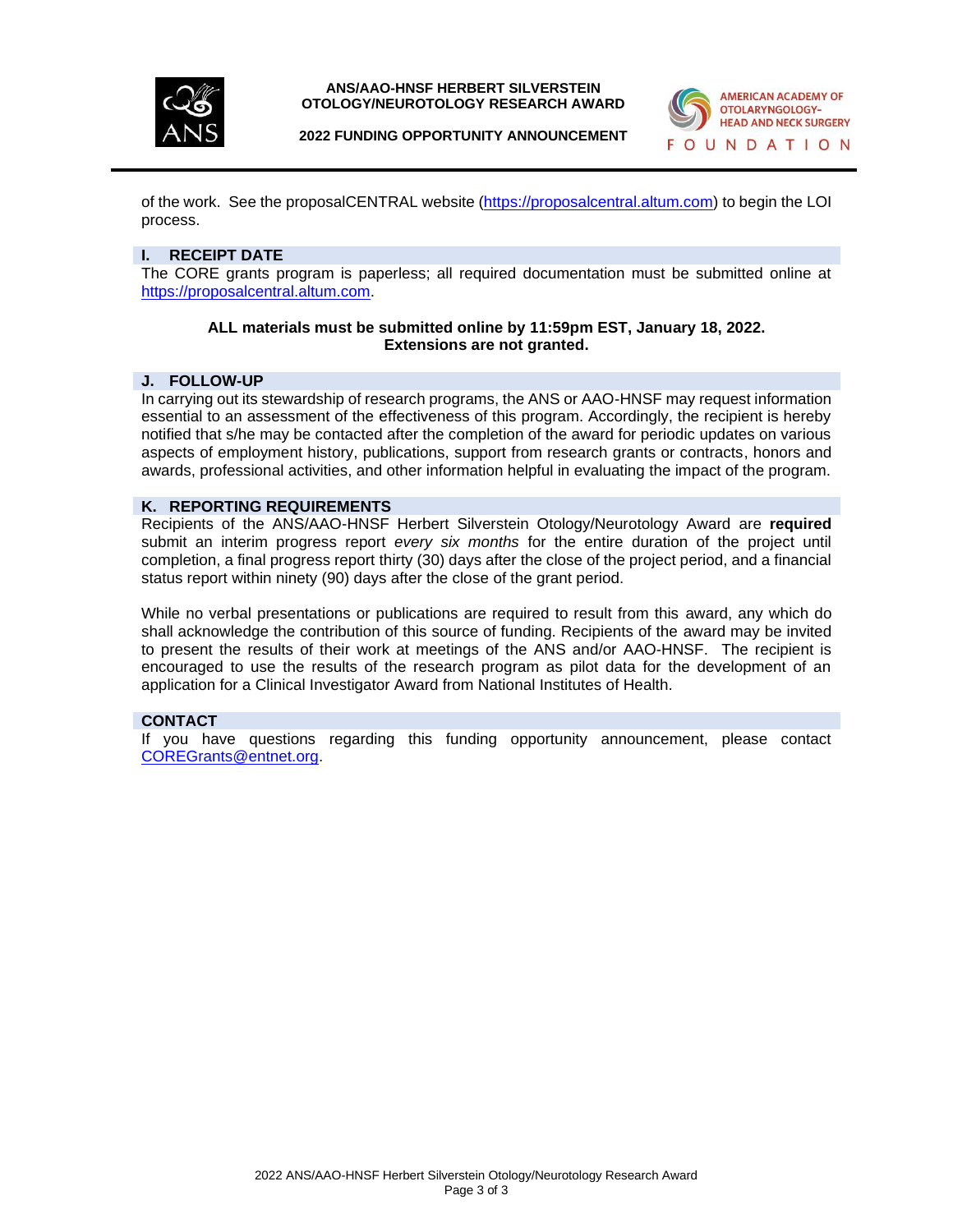of the work. See the proposalCENTRAL website (https://proposalcentral.altum.com) to begin the LOI process.

## I. RECEIPT DATE

The CORE grants program is paperless; all required documentation must be submitted online at https://proposalcentral.altum.com.

**ALL materials must be submitted online by 11:59pm EST, January 18, 2022. Extensions are not granted.**

## J. FOLLOW-UP

In carrying out its stewardship of research programs, the ANS or AAO-HNSF may request information essential to an assessment of the effectiveness of this program. Accordingly, the recipient is hereby notified that s/he may be contacted after the completion of the award for periodic updates on various aspects of employment history, publications, support from research grants or contracts, honors and awards, professional activities, and other information helpful in evaluating the impact of the program.

## K. REPORTING REQUIREMENTS

Recipients of the ANS/AAO-HNSF Herbert Silverstein Otology/Neurotology Award are **required** submit an interim progress report *every six months* for the entire duration of the project until completion, a final progress report thirty (30) days after the close of the project period, and a financial status report within ninety (90) days after the close of the grant period.

While no verbal presentations or publications are required to result from this award, any which do shall acknowledge the contribution of this source of funding. Recipients of the award may be invited to present the results of their work at meetings of the ANS and/or AAO-HNSF. The recipient is encouraged to use the results of the research program as pilot data for the development of an application for a Clinical Investigator Award from National Institutes of Health.

## CONTACT

If you have questions regarding this funding opportunity announcement, please contact COREGrants@entnet.org.